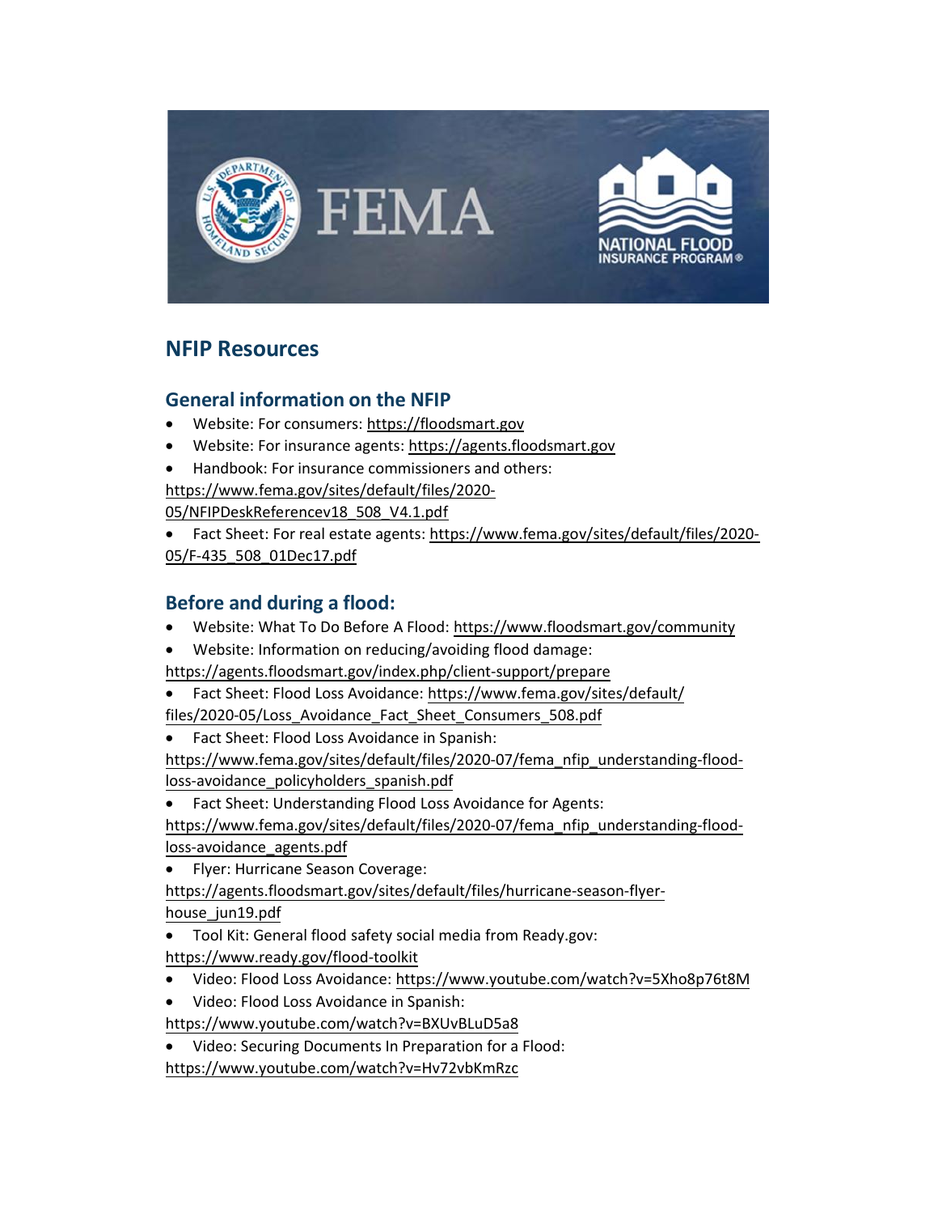## NFIP Resources

### General information on the NFIP

- Website: For consumers: https://floodsmart.gov
- Website: For insurance agents: https://agents.floodsmart.gov
- Handbook: For insurance commissioners and others: https://www.fema.gov/sites/default/files/2020-05/NFIPDeskReferencev18_508_V4.1.pdf
- Fact Sheet: For real estate agents: https://www.fema.gov/sites/default/files/2020-05/F-435_508_01Dec17.pdf

### Before and during a flood:

- Website: What To Do Before A Flood: https://www.floodsmart.gov/community
- Website: Information on reducing/avoiding flood damage: https://agents.floodsmart.gov/index.php/client-support/prepare
- Fact Sheet: Flood Loss Avoidance: https://www.fema.gov/sites/default/files/2020-05/Loss_Avoidance_Fact_Sheet_Consumers_508.pdf
- Fact Sheet: Flood Loss Avoidance in Spanish: https://www.fema.gov/sites/default/files/2020-07/fema_nfip_understanding-flood-loss-avoidance_policyholders_spanish.pdf
- Fact Sheet: Understanding Flood Loss Avoidance for Agents: https://www.fema.gov/sites/default/files/2020-07/fema_nfip_understanding-flood-loss-avoidance_agents.pdf
- Flyer: Hurricane Season Coverage: https://agents.floodsmart.gov/sites/default/files/hurricane-season-flyer-house_jun19.pdf
- Tool Kit: General flood safety social media from Ready.gov: https://www.ready.gov/flood-toolkit
- Video: Flood Loss Avoidance: https://www.youtube.com/watch?v=5Xho8p76t8M
- Video: Flood Loss Avoidance in Spanish: https://www.youtube.com/watch?v=BXUvBLuD5a8
- Video: Securing Documents In Preparation for a Flood: https://www.youtube.com/watch?v=Hv72vbKmRzc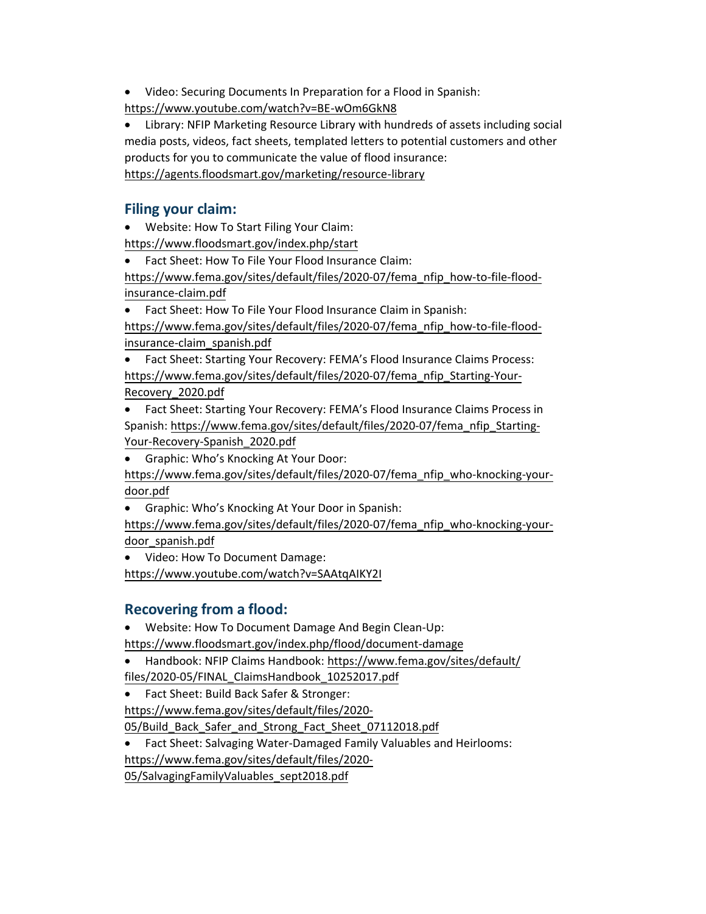- Video: Securing Documents In Preparation for a Flood in Spanish: https://www.youtube.com/watch?v=BE-wOm6GkN8
- Library: NFIP Marketing Resource Library with hundreds of assets including social media posts, videos, fact sheets, templated letters to potential customers and other products for you to communicate the value of flood insurance: https://agents.floodsmart.gov/marketing/resource-library

## Filing your claim:

- Website: How To Start Filing Your Claim: https://www.floodsmart.gov/index.php/start
- Fact Sheet: How To File Your Flood Insurance Claim: https://www.fema.gov/sites/default/files/2020-07/fema_nfip_how-to-file-flood-insurance-claim.pdf
- Fact Sheet: How To File Your Flood Insurance Claim in Spanish: https://www.fema.gov/sites/default/files/2020-07/fema_nfip_how-to-file-flood-insurance-claim_spanish.pdf
- Fact Sheet: Starting Your Recovery: FEMA's Flood Insurance Claims Process: https://www.fema.gov/sites/default/files/2020-07/fema_nfip_Starting-Your-Recovery_2020.pdf
- Fact Sheet: Starting Your Recovery: FEMA's Flood Insurance Claims Process in Spanish: https://www.fema.gov/sites/default/files/2020-07/fema_nfip_Starting-Your-Recovery-Spanish_2020.pdf
- Graphic: Who's Knocking At Your Door: https://www.fema.gov/sites/default/files/2020-07/fema_nfip_who-knocking-your-door.pdf
- Graphic: Who's Knocking At Your Door in Spanish: https://www.fema.gov/sites/default/files/2020-07/fema_nfip_who-knocking-your-door_spanish.pdf
- Video: How To Document Damage: https://www.youtube.com/watch?v=SAAtqAIKY2I

## Recovering from a flood:

- Website: How To Document Damage And Begin Clean-Up: https://www.floodsmart.gov/index.php/flood/document-damage
- Handbook: NFIP Claims Handbook: https://www.fema.gov/sites/default/files/2020-05/FINAL_ClaimsHandbook_10252017.pdf
- Fact Sheet: Build Back Safer & Stronger: https://www.fema.gov/sites/default/files/2020-05/Build_Back_Safer_and_Strong_Fact_Sheet_07112018.pdf
- Fact Sheet: Salvaging Water-Damaged Family Valuables and Heirlooms: https://www.fema.gov/sites/default/files/2020-05/SalvagingFamilyValuables_sept2018.pdf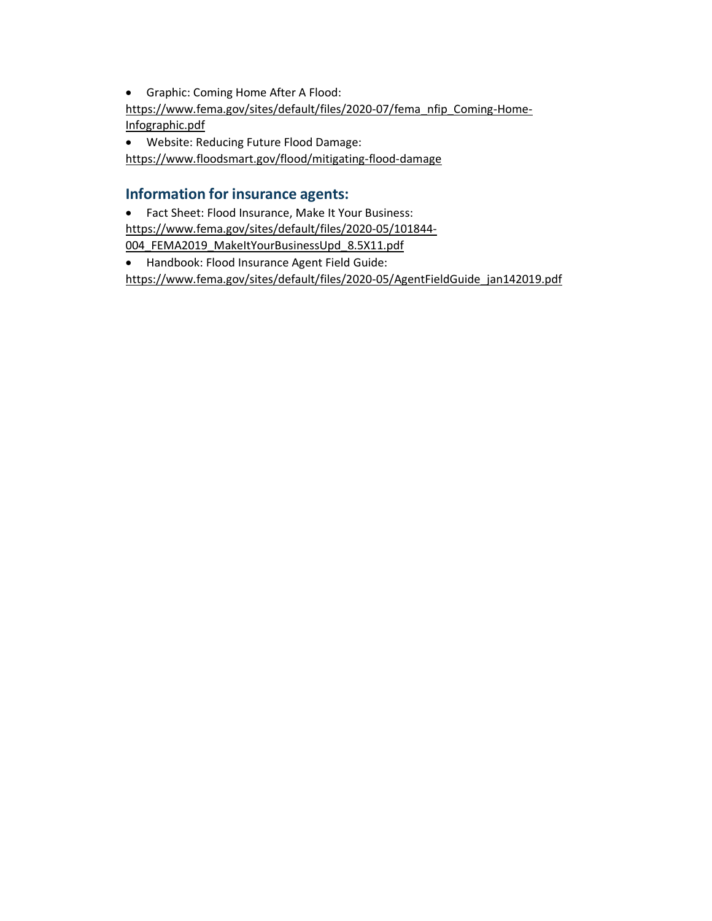- Graphic: Coming Home After A Flood: https://www.fema.gov/sites/default/files/2020-07/fema_nfip_Coming-Home-Infographic.pdf
- Website: Reducing Future Flood Damage: https://www.floodsmart.gov/flood/mitigating-flood-damage

## Information for insurance agents:

- Fact Sheet: Flood Insurance, Make It Your Business: https://www.fema.gov/sites/default/files/2020-05/101844-004_FEMA2019_MakeItYourBusinessUpd_8.5X11.pdf
- Handbook: Flood Insurance Agent Field Guide: https://www.fema.gov/sites/default/files/2020-05/AgentFieldGuide_jan142019.pdf